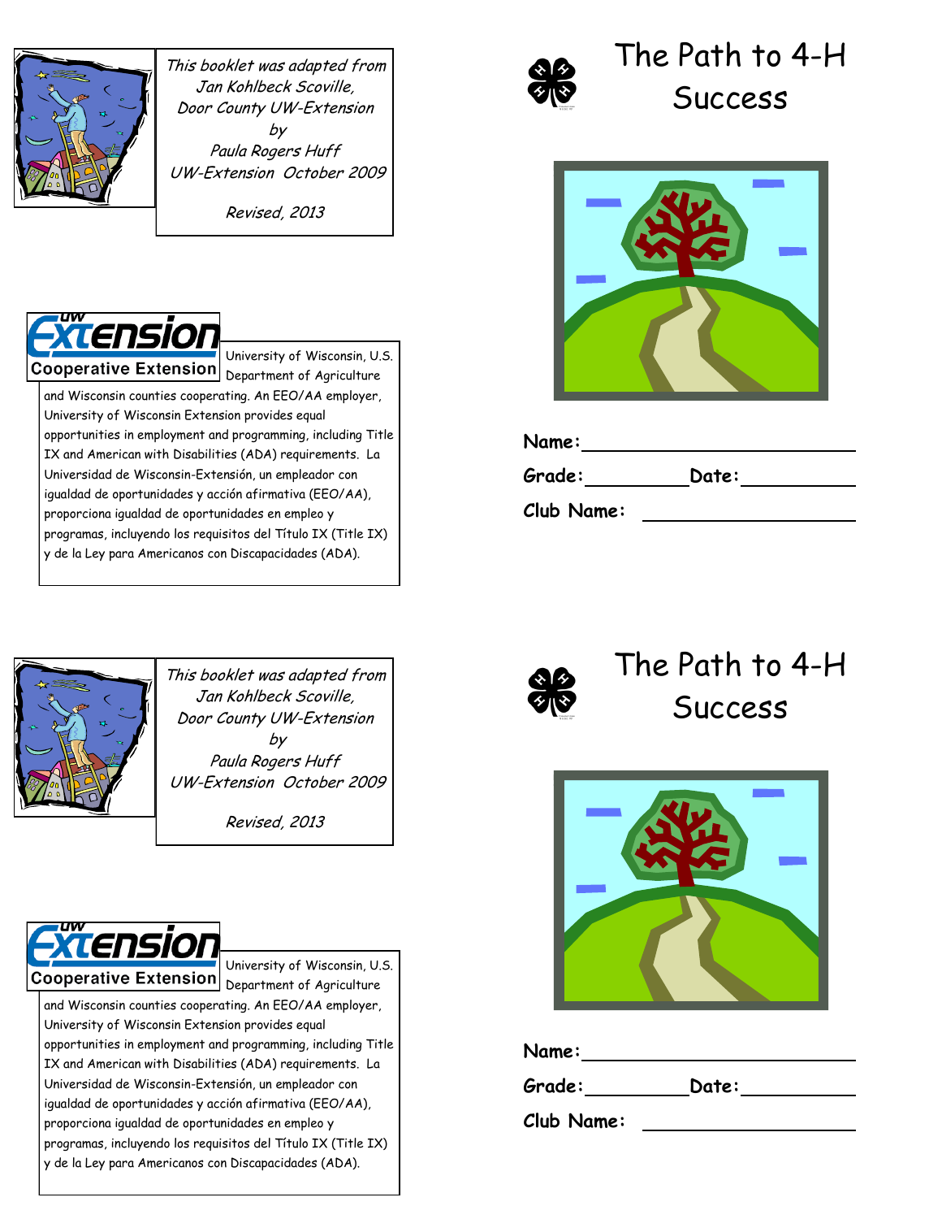*This booklet was adapted from*
*Jan Kohlbeck Scoville,*
*Door County UW-Extension*
*by*
*Paula Rogers Huff*
*UW-Extension October 2009*

*Revised, 2013*

UW Extension
Cooperative Extension

University of Wisconsin, U.S. Department of Agriculture and Wisconsin counties cooperating. An EEO/AA employer, University of Wisconsin Extension provides equal opportunities in employment and programming, including Title IX and American with Disabilities (ADA) requirements. La Universidad de Wisconsin-Extensión, un empleador con igualdad de oportunidades y acción afirmativa (EEO/AA), proporciona igualdad de oportunidades en empleo y programas, incluyendo los requisitos del Título IX (Title IX) y de la Ley para Americanos con Discapacidades (ADA).

# The Path to 4-H Success

**Name:** ______________________________

**Grade:** ____________ **Date:** ____________

**Club Name:** ________________________

*This booklet was adapted from*
*Jan Kohlbeck Scoville,*
*Door County UW-Extension*
*by*
*Paula Rogers Huff*
*UW-Extension October 2009*

*Revised, 2013*

UW Extension
Cooperative Extension

University of Wisconsin, U.S. Department of Agriculture and Wisconsin counties cooperating. An EEO/AA employer, University of Wisconsin Extension provides equal opportunities in employment and programming, including Title IX and American with Disabilities (ADA) requirements. La Universidad de Wisconsin-Extensión, un empleador con igualdad de oportunidades y acción afirmativa (EEO/AA), proporciona igualdad de oportunidades en empleo y programas, incluyendo los requisitos del Título IX (Title IX) y de la Ley para Americanos con Discapacidades (ADA).

# The Path to 4-H Success

**Name:** ______________________________

**Grade:** ____________ **Date:** ____________

**Club Name:** ________________________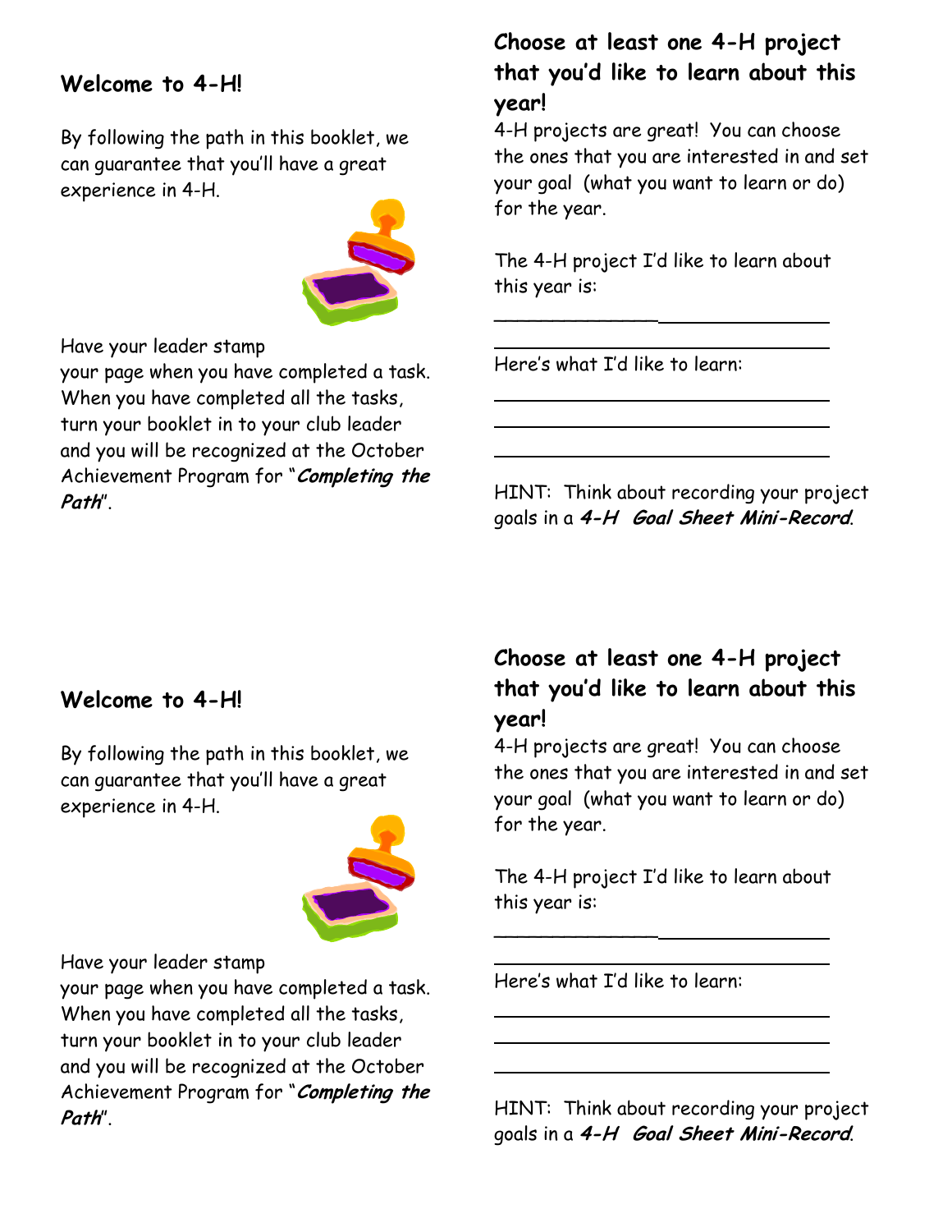## Welcome to 4-H!

By following the path in this booklet, we can guarantee that you'll have a great experience in 4-H.

Have your leader stamp your page when you have completed a task. When you have completed all the tasks, turn your booklet in to your club leader and you will be recognized at the October Achievement Program for "***Completing the Path***".

## Choose at least one 4-H project that you'd like to learn about this year!

4-H projects are great! You can choose the ones that you are interested in and set your goal (what you want to learn or do) for the year.

The 4-H project I'd like to learn about this year is:

________________________________

________________________________

Here's what I'd like to learn:

________________________________

________________________________

________________________________

HINT: Think about recording your project goals in a ***4-H Goal Sheet Mini-Record***.

## Welcome to 4-H!

By following the path in this booklet, we can guarantee that you'll have a great experience in 4-H.

Have your leader stamp your page when you have completed a task. When you have completed all the tasks, turn your booklet in to your club leader and you will be recognized at the October Achievement Program for "***Completing the Path***".

## Choose at least one 4-H project that you'd like to learn about this year!

4-H projects are great! You can choose the ones that you are interested in and set your goal (what you want to learn or do) for the year.

The 4-H project I'd like to learn about this year is:

________________________________

________________________________

Here's what I'd like to learn:

________________________________

________________________________

________________________________

HINT: Think about recording your project goals in a ***4-H Goal Sheet Mini-Record***.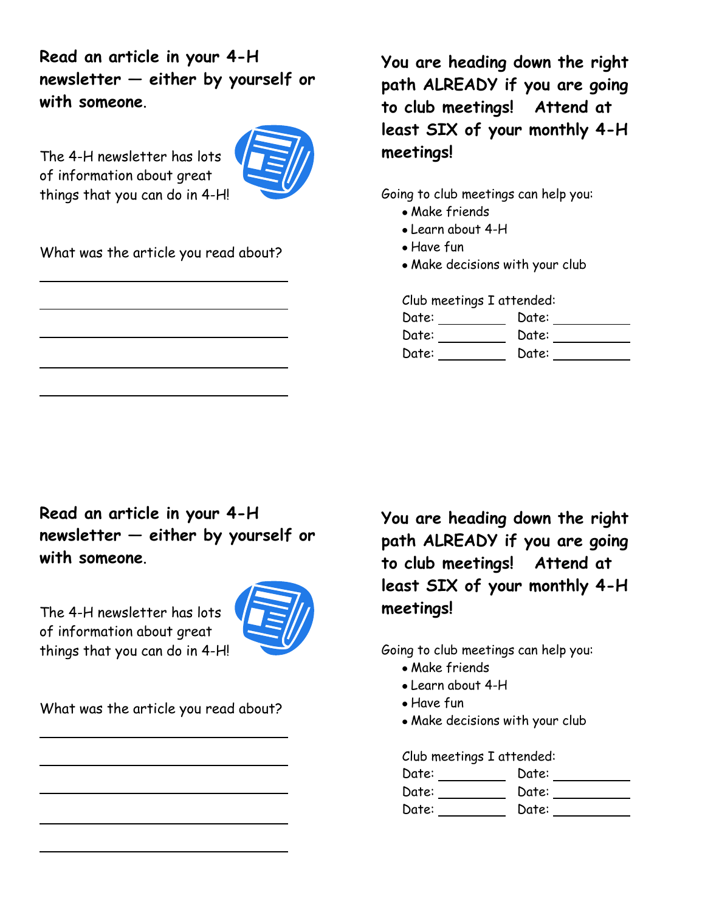**Read an article in your 4-H newsletter — either by yourself or with someone.**

The 4-H newsletter has lots of information about great things that you can do in 4-H!

What was the article you read about?

\_\_\_\_\_\_\_\_\_\_\_\_\_\_\_\_\_\_\_\_\_\_\_\_\_\_\_\_\_\_\_\_\_\_\_\_

\_\_\_\_\_\_\_\_\_\_\_\_\_\_\_\_\_\_\_\_\_\_\_\_\_\_\_\_\_\_\_\_\_\_\_\_

\_\_\_\_\_\_\_\_\_\_\_\_\_\_\_\_\_\_\_\_\_\_\_\_\_\_\_\_\_\_\_\_\_\_\_\_

\_\_\_\_\_\_\_\_\_\_\_\_\_\_\_\_\_\_\_\_\_\_\_\_\_\_\_\_\_\_\_\_\_\_\_\_

\_\_\_\_\_\_\_\_\_\_\_\_\_\_\_\_\_\_\_\_\_\_\_\_\_\_\_\_\_\_\_\_\_\_\_\_

**You are heading down the right path ALREADY if you are going to club meetings! Attend at least SIX of your monthly 4-H meetings!**

Going to club meetings can help you:

- Make friends
- Learn about 4-H
- Have fun
- Make decisions with your club

Club meetings I attended:

Date: \_\_\_\_\_\_\_\_\_\_ Date: \_\_\_\_\_\_\_\_\_\_

Date: \_\_\_\_\_\_\_\_\_\_ Date: \_\_\_\_\_\_\_\_\_\_

Date: \_\_\_\_\_\_\_\_\_\_ Date: \_\_\_\_\_\_\_\_\_\_

**Read an article in your 4-H newsletter — either by yourself or with someone.**

The 4-H newsletter has lots of information about great things that you can do in 4-H!

What was the article you read about?

\_\_\_\_\_\_\_\_\_\_\_\_\_\_\_\_\_\_\_\_\_\_\_\_\_\_\_\_\_\_\_\_\_\_\_\_

\_\_\_\_\_\_\_\_\_\_\_\_\_\_\_\_\_\_\_\_\_\_\_\_\_\_\_\_\_\_\_\_\_\_\_\_

\_\_\_\_\_\_\_\_\_\_\_\_\_\_\_\_\_\_\_\_\_\_\_\_\_\_\_\_\_\_\_\_\_\_\_\_

\_\_\_\_\_\_\_\_\_\_\_\_\_\_\_\_\_\_\_\_\_\_\_\_\_\_\_\_\_\_\_\_\_\_\_\_

\_\_\_\_\_\_\_\_\_\_\_\_\_\_\_\_\_\_\_\_\_\_\_\_\_\_\_\_\_\_\_\_\_\_\_\_

**You are heading down the right path ALREADY if you are going to club meetings! Attend at least SIX of your monthly 4-H meetings!**

Going to club meetings can help you:

- Make friends
- Learn about 4-H
- Have fun
- Make decisions with your club

Club meetings I attended:

Date: \_\_\_\_\_\_\_\_\_\_ Date: \_\_\_\_\_\_\_\_\_\_

Date: \_\_\_\_\_\_\_\_\_\_ Date: \_\_\_\_\_\_\_\_\_\_

Date: \_\_\_\_\_\_\_\_\_\_ Date: \_\_\_\_\_\_\_\_\_\_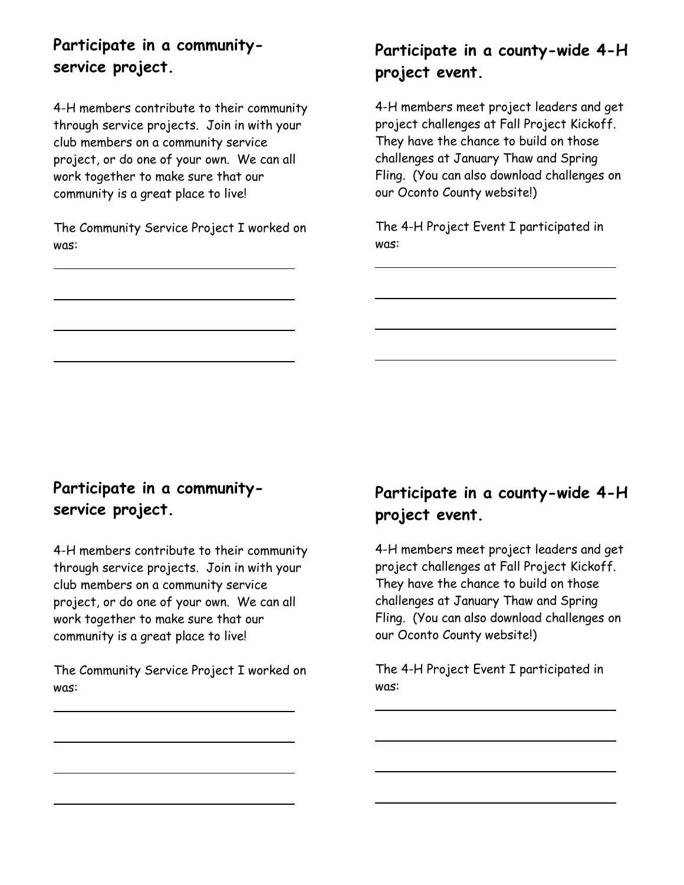## Participate in a community-service project.

4-H members contribute to their community through service projects. Join in with your club members on a community service project, or do one of your own. We can all work together to make sure that our community is a great place to live!

The Community Service Project I worked on was:

\_\_\_\_\_\_\_\_\_\_\_\_\_\_\_\_\_\_\_\_\_\_\_\_\_\_\_\_\_\_\_\_\_\_\_\_

\_\_\_\_\_\_\_\_\_\_\_\_\_\_\_\_\_\_\_\_\_\_\_\_\_\_\_\_\_\_\_\_\_\_\_\_

\_\_\_\_\_\_\_\_\_\_\_\_\_\_\_\_\_\_\_\_\_\_\_\_\_\_\_\_\_\_\_\_\_\_\_\_

\_\_\_\_\_\_\_\_\_\_\_\_\_\_\_\_\_\_\_\_\_\_\_\_\_\_\_\_\_\_\_\_\_\_\_\_

## Participate in a county-wide 4-H project event.

4-H members meet project leaders and get project challenges at Fall Project Kickoff. They have the chance to build on those challenges at January Thaw and Spring Fling. (You can also download challenges on our Oconto County website!)

The 4-H Project Event I participated in was:

\_\_\_\_\_\_\_\_\_\_\_\_\_\_\_\_\_\_\_\_\_\_\_\_\_\_\_\_\_\_\_\_\_\_\_\_

\_\_\_\_\_\_\_\_\_\_\_\_\_\_\_\_\_\_\_\_\_\_\_\_\_\_\_\_\_\_\_\_\_\_\_\_

\_\_\_\_\_\_\_\_\_\_\_\_\_\_\_\_\_\_\_\_\_\_\_\_\_\_\_\_\_\_\_\_\_\_\_\_

\_\_\_\_\_\_\_\_\_\_\_\_\_\_\_\_\_\_\_\_\_\_\_\_\_\_\_\_\_\_\_\_\_\_\_\_

## Participate in a community-service project.

4-H members contribute to their community through service projects. Join in with your club members on a community service project, or do one of your own. We can all work together to make sure that our community is a great place to live!

The Community Service Project I worked on was:

\_\_\_\_\_\_\_\_\_\_\_\_\_\_\_\_\_\_\_\_\_\_\_\_\_\_\_\_\_\_\_\_\_\_\_\_

\_\_\_\_\_\_\_\_\_\_\_\_\_\_\_\_\_\_\_\_\_\_\_\_\_\_\_\_\_\_\_\_\_\_\_\_

\_\_\_\_\_\_\_\_\_\_\_\_\_\_\_\_\_\_\_\_\_\_\_\_\_\_\_\_\_\_\_\_\_\_\_\_

\_\_\_\_\_\_\_\_\_\_\_\_\_\_\_\_\_\_\_\_\_\_\_\_\_\_\_\_\_\_\_\_\_\_\_\_

## Participate in a county-wide 4-H project event.

4-H members meet project leaders and get project challenges at Fall Project Kickoff. They have the chance to build on those challenges at January Thaw and Spring Fling. (You can also download challenges on our Oconto County website!)

The 4-H Project Event I participated in was:

\_\_\_\_\_\_\_\_\_\_\_\_\_\_\_\_\_\_\_\_\_\_\_\_\_\_\_\_\_\_\_\_\_\_\_\_

\_\_\_\_\_\_\_\_\_\_\_\_\_\_\_\_\_\_\_\_\_\_\_\_\_\_\_\_\_\_\_\_\_\_\_\_

\_\_\_\_\_\_\_\_\_\_\_\_\_\_\_\_\_\_\_\_\_\_\_\_\_\_\_\_\_\_\_\_\_\_\_\_

\_\_\_\_\_\_\_\_\_\_\_\_\_\_\_\_\_\_\_\_\_\_\_\_\_\_\_\_\_\_\_\_\_\_\_\_